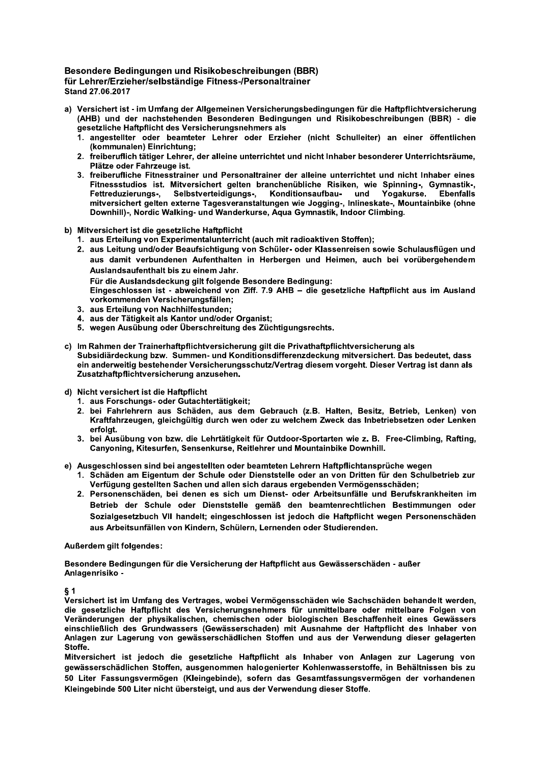**Besondere Bedingungen und Risikobeschreibungen (BBR)**
**für Lehrer/Erzieher/selbständige Fitness-/Personaltrainer**
**Stand 27.06.2017**

a) Versichert ist - im Umfang der Allgemeinen Versicherungsbedingungen für die Haftpflichtversicherung (AHB) und der nachstehenden Besonderen Bedingungen und Risikobeschreibungen (BBR) - die gesetzliche Haftpflicht des Versicherungsnehmers als
   1. angestellter oder beamteter Lehrer oder Erzieher (nicht Schulleiter) an einer öffentlichen (kommunalen) Einrichtung;
   2. freiberuflich tätiger Lehrer, der alleine unterrichtet und nicht Inhaber besonderer Unterrichtsräume, Plätze oder Fahrzeuge ist.
   3. freiberufliche Fitnesstrainer und Personaltrainer der alleine unterrichtet und nicht Inhaber eines Fitnessstudios ist. Mitversichert gelten branchenübliche Risiken, wie Spinning-, Gymnastik-, Fettreduzierungs-, Selbstverteidigungs-, Konditionsaufbau- und Yogakurse. Ebenfalls mitversichert gelten externe Tagesveranstaltungen wie Jogging-, Inlineskate-, Mountainbike (ohne Downhill)-, Nordic Walking- und Wanderkurse, Aqua Gymnastik, Indoor Climbing.

b) Mitversichert ist die gesetzliche Haftpflicht
   1. aus Erteilung von Experimentalunterricht (auch mit radioaktiven Stoffen);
   2. aus Leitung und/oder Beaufsichtigung von Schüler- oder Klassenreisen sowie Schulausflügen und aus damit verbundenen Aufenthalten in Herbergen und Heimen, auch bei vorübergehendem Auslandsaufenthalt bis zu einem Jahr.
   
      Für die Auslandsdeckung gilt folgende Besondere Bedingung:
      
      Eingeschlossen ist - abweichend von Ziff. 7.9 AHB – die gesetzliche Haftpflicht aus im Ausland vorkommenden Versicherungsfällen;
   3. aus Erteilung von Nachhilfestunden;
   4. aus der Tätigkeit als Kantor und/oder Organist;
   5. wegen Ausübung oder Überschreitung des Züchtigungsrechts.

c) Im Rahmen der Trainerhaftpflichtversicherung gilt die Privathaftpflichtversicherung als Subsidiärdeckung bzw. Summen- und Konditionsdifferenzdeckung mitversichert. Das bedeutet, dass ein anderweitig bestehender Versicherungsschutz/Vertrag diesem vorgeht. Dieser Vertrag ist dann als Zusatzhaftpflichtversicherung anzusehen.

d) Nicht versichert ist die Haftpflicht
   1. aus Forschungs- oder Gutachtertätigkeit;
   2. bei Fahrlehrern aus Schäden, aus dem Gebrauch (z.B. Halten, Besitz, Betrieb, Lenken) von Kraftfahrzeugen, gleichgültig durch wen oder zu welchem Zweck das Inbetriebsetzen oder Lenken erfolgt.
   3. bei Ausübung von bzw. die Lehrtätigkeit für Outdoor-Sportarten wie z. B. Free-Climbing, Rafting, Canyoning, Kitesurfen, Sensenkurse, Reitlehrer und Mountainbike Downhill.

e) Ausgeschlossen sind bei angestellten oder beamteten Lehrern Haftpflichtansprüche wegen
   1. Schäden am Eigentum der Schule oder Dienststelle oder an von Dritten für den Schulbetrieb zur Verfügung gestellten Sachen und allen sich daraus ergebenden Vermögensschäden;
   2. Personenschäden, bei denen es sich um Dienst- oder Arbeitsunfälle und Berufskrankheiten im Betrieb der Schule oder Dienststelle gemäß den beamtenrechtlichen Bestimmungen oder Sozialgesetzbuch VII handelt; eingeschlossen ist jedoch die Haftpflicht wegen Personenschäden aus Arbeitsunfällen von Kindern, Schülern, Lernenden oder Studierenden.

**Außerdem gilt folgendes:**

**Besondere Bedingungen für die Versicherung der Haftpflicht aus Gewässerschäden - außer Anlagenrisiko -**

**§ 1**

Versichert ist im Umfang des Vertrages, wobei Vermögensschäden wie Sachschäden behandelt werden, die gesetzliche Haftpflicht des Versicherungsnehmers für unmittelbare oder mittelbare Folgen von Veränderungen der physikalischen, chemischen oder biologischen Beschaffenheit eines Gewässers einschließlich des Grundwassers (Gewässerschaden) mit Ausnahme der Haftpflicht des Inhaber von Anlagen zur Lagerung von gewässerschädlichen Stoffen und aus der Verwendung dieser gelagerten Stoffe.

Mitversichert ist jedoch die gesetzliche Haftpflicht als Inhaber von Anlagen zur Lagerung von gewässerschädlichen Stoffen, ausgenommen halogenierter Kohlenwasserstoffe, in Behältnissen bis zu 50 Liter Fassungsvermögen (Kleingebinde), sofern das Gesamtfassungsvermögen der vorhandenen Kleingebinde 500 Liter nicht übersteigt, und aus der Verwendung dieser Stoffe.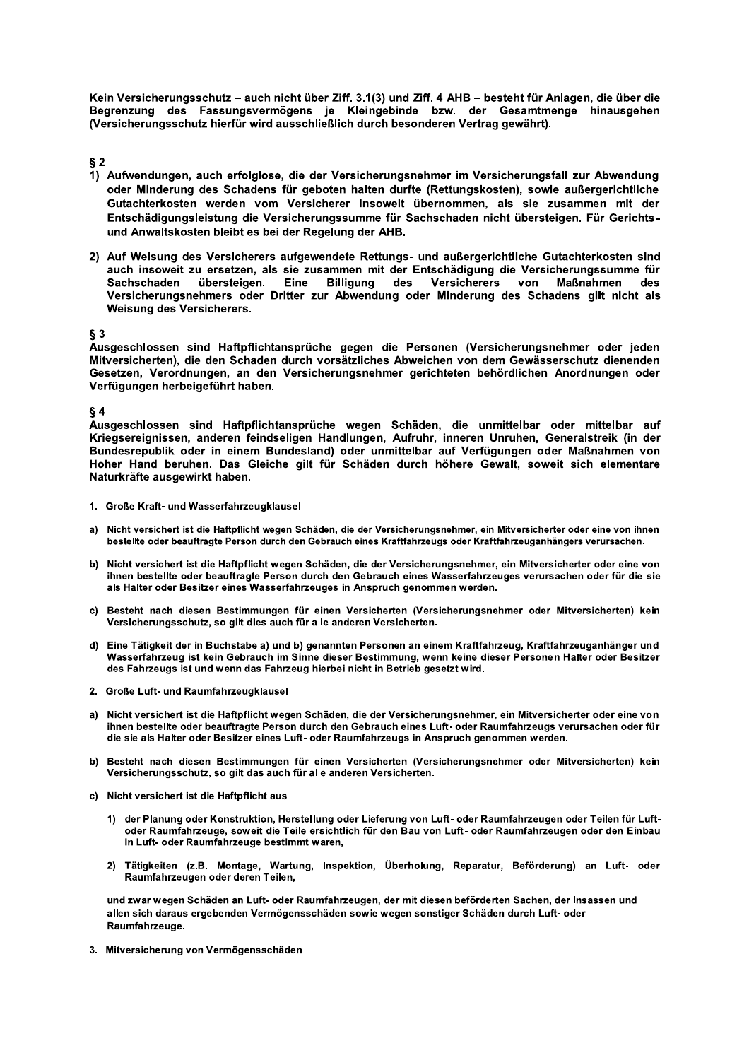**Kein Versicherungsschutz – auch nicht über Ziff. 3.1(3) und Ziff. 4 AHB – besteht für Anlagen, die über die Begrenzung des Fassungsvermögens je Kleingebinde bzw. der Gesamtmenge hinausgehen (Versicherungsschutz hierfür wird ausschließlich durch besonderen Vertrag gewährt).**

**§ 2**

1) **Aufwendungen, auch erfolglose, die der Versicherungsnehmer im Versicherungsfall zur Abwendung oder Minderung des Schadens für geboten halten durfte (Rettungskosten), sowie außergerichtliche Gutachterkosten werden vom Versicherer insoweit übernommen, als sie zusammen mit der Entschädigungsleistung die Versicherungssumme für Sachschaden nicht übersteigen. Für Gerichts- und Anwaltskosten bleibt es bei der Regelung der AHB.**

2) **Auf Weisung des Versicherers aufgewendete Rettungs- und außergerichtliche Gutachterkosten sind auch insoweit zu ersetzen, als sie zusammen mit der Entschädigung die Versicherungssumme für Sachschaden übersteigen. Eine Billigung des Versicherers von Maßnahmen des Versicherungsnehmers oder Dritter zur Abwendung oder Minderung des Schadens gilt nicht als Weisung des Versicherers.**

**§ 3**

**Ausgeschlossen sind Haftpflichtansprüche gegen die Personen (Versicherungsnehmer oder jeden Mitversicherten), die den Schaden durch vorsätzliches Abweichen von dem Gewässerschutz dienenden Gesetzen, Verordnungen, an den Versicherungsnehmer gerichteten behördlichen Anordnungen oder Verfügungen herbeigeführt haben.**

**§ 4**

**Ausgeschlossen sind Haftpflichtansprüche wegen Schäden, die unmittelbar oder mittelbar auf Kriegsereignissen, anderen feindseligen Handlungen, Aufruhr, inneren Unruhen, Generalstreik (in der Bundesrepublik oder in einem Bundesland) oder unmittelbar auf Verfügungen oder Maßnahmen von Hoher Hand beruhen. Das Gleiche gilt für Schäden durch höhere Gewalt, soweit sich elementare Naturkräfte ausgewirkt haben.**

**1. Große Kraft- und Wasserfahrzeugklausel**

a) Nicht versichert ist die Haftpflicht wegen Schäden, die der Versicherungsnehmer, ein Mitversicherter oder eine von ihnen bestellte oder beauftragte Person durch den Gebrauch eines Kraftfahrzeugs oder Kraftfahrzeuganhängers verursachen.

b) Nicht versichert ist die Haftpflicht wegen Schäden, die der Versicherungsnehmer, ein Mitversicherter oder eine von ihnen bestellte oder beauftragte Person durch den Gebrauch eines Wasserfahrzeuges verursachen oder für die sie als Halter oder Besitzer eines Wasserfahrzeuges in Anspruch genommen werden.

c) Besteht nach diesen Bestimmungen für einen Versicherten (Versicherungsnehmer oder Mitversicherten) kein Versicherungsschutz, so gilt dies auch für alle anderen Versicherten.

d) Eine Tätigkeit der in Buchstabe a) und b) genannten Personen an einem Kraftfahrzeug, Kraftfahrzeuganhänger und Wasserfahrzeug ist kein Gebrauch im Sinne dieser Bestimmung, wenn keine dieser Personen Halter oder Besitzer des Fahrzeugs ist und wenn das Fahrzeug hierbei nicht in Betrieb gesetzt wird.

**2. Große Luft- und Raumfahrzeugklausel**

a) Nicht versichert ist die Haftpflicht wegen Schäden, die der Versicherungsnehmer, ein Mitversicherter oder eine von ihnen bestellte oder beauftragte Person durch den Gebrauch eines Luft- oder Raumfahrzeugs verursachen oder für die sie als Halter oder Besitzer eines Luft- oder Raumfahrzeugs in Anspruch genommen werden.

b) Besteht nach diesen Bestimmungen für einen Versicherten (Versicherungsnehmer oder Mitversicherten) kein Versicherungsschutz, so gilt das auch für alle anderen Versicherten.

c) Nicht versichert ist die Haftpflicht aus

   1) der Planung oder Konstruktion, Herstellung oder Lieferung von Luft- oder Raumfahrzeugen oder Teilen für Luft- oder Raumfahrzeuge, soweit die Teile ersichtlich für den Bau von Luft- oder Raumfahrzeugen oder den Einbau in Luft- oder Raumfahrzeuge bestimmt waren,

   2) Tätigkeiten (z.B. Montage, Wartung, Inspektion, Überholung, Reparatur, Beförderung) an Luft- oder Raumfahrzeugen oder deren Teilen,

   und zwar wegen Schäden an Luft- oder Raumfahrzeugen, der mit diesen beförderten Sachen, der Insassen und allen sich daraus ergebenden Vermögensschäden sowie wegen sonstiger Schäden durch Luft- oder Raumfahrzeuge.

**3. Mitversicherung von Vermögensschäden**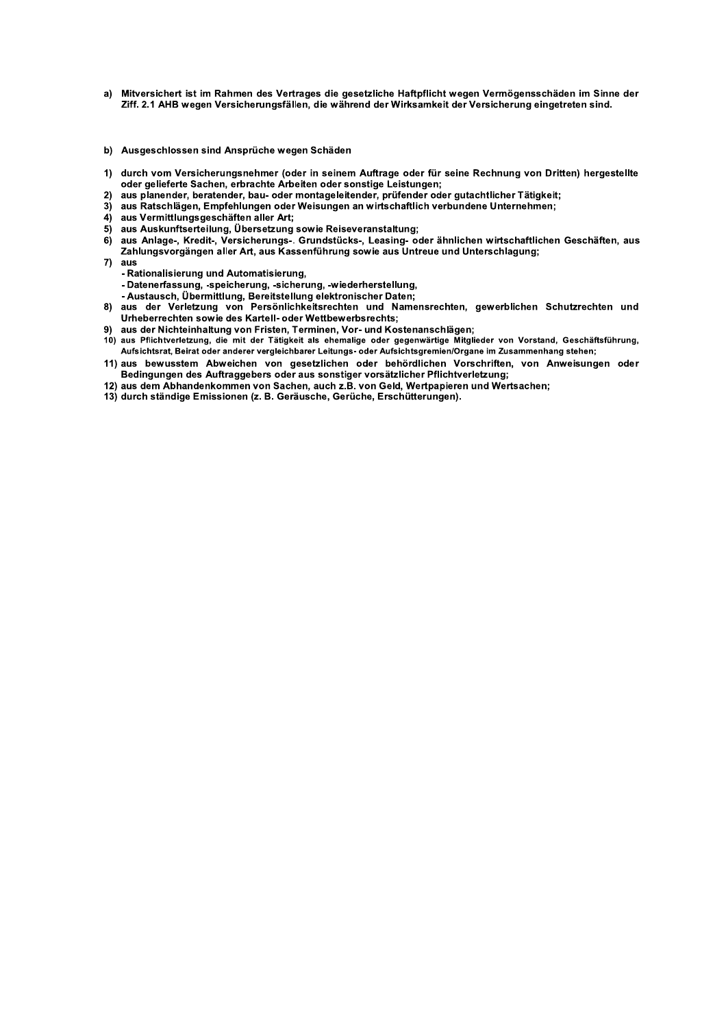a) **Mitversichert ist im Rahmen des Vertrages die gesetzliche Haftpflicht wegen Vermögensschäden im Sinne der Ziff. 2.1 AHB wegen Versicherungsfällen, die während der Wirksamkeit der Versicherung eingetreten sind.**

b) **Ausgeschlossen sind Ansprüche wegen Schäden**

1) **durch vom Versicherungsnehmer (oder in seinem Auftrage oder für seine Rechnung von Dritten) hergestellte oder gelieferte Sachen, erbrachte Arbeiten oder sonstige Leistungen;**
2) **aus planender, beratender, bau- oder montageleitender, prüfender oder gutachtlicher Tätigkeit;**
3) **aus Ratschlägen, Empfehlungen oder Weisungen an wirtschaftlich verbundene Unternehmen;**
4) **aus Vermittlungsgeschäften aller Art;**
5) **aus Auskunftserteilung, Übersetzung sowie Reiseveranstaltung;**
6) **aus Anlage-, Kredit-, Versicherungs-. Grundstücks-, Leasing- oder ähnlichen wirtschaftlichen Geschäften, aus Zahlungsvorgängen aller Art, aus Kassenführung sowie aus Untreue und Unterschlagung;**
7) **aus**
   - **Rationalisierung und Automatisierung,**
   - **Datenerfassung, -speicherung, -sicherung, -wiederherstellung,**
   - **Austausch, Übermittlung, Bereitstellung elektronischer Daten;**
8) **aus der Verletzung von Persönlichkeitsrechten und Namensrechten, gewerblichen Schutzrechten und Urheberrechten sowie des Kartell- oder Wettbewerbsrechts;**
9) **aus der Nichteinhaltung von Fristen, Terminen, Vor- und Kostenanschlägen;**
10) **aus Pflichtverletzung, die mit der Tätigkeit als ehemalige oder gegenwärtige Mitglieder von Vorstand, Geschäftsführung, Aufsichtsrat, Beirat oder anderer vergleichbarer Leitungs- oder Aufsichtsgremien/Organe im Zusammenhang stehen;**
11) **aus bewusstem Abweichen von gesetzlichen oder behördlichen Vorschriften, von Anweisungen oder Bedingungen des Auftraggebers oder aus sonstiger vorsätzlicher Pflichtverletzung;**
12) **aus dem Abhandenkommen von Sachen, auch z.B. von Geld, Wertpapieren und Wertsachen;**
13) **durch ständige Emissionen (z. B. Geräusche, Gerüche, Erschütterungen).**